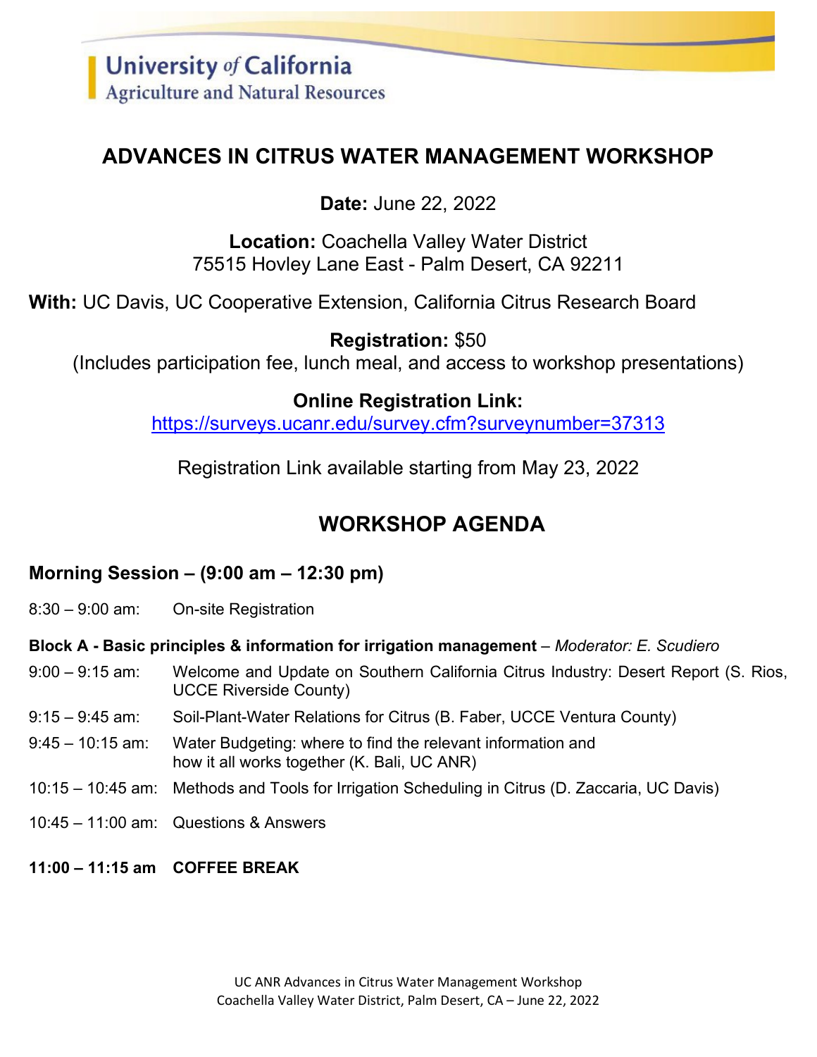University *of* California
Agriculture and Natural Resources

# ADVANCES IN CITRUS WATER MANAGEMENT WORKSHOP

**Date:** June 22, 2022

**Location:** Coachella Valley Water District
75515 Hovley Lane East - Palm Desert, CA 92211

**With:** UC Davis, UC Cooperative Extension, California Citrus Research Board

**Registration:** $50
(Includes participation fee, lunch meal, and access to workshop presentations)

**Online Registration Link:**
https://surveys.ucanr.edu/survey.cfm?surveynumber=37313

Registration Link available starting from May 23, 2022

## WORKSHOP AGENDA

### Morning Session – (9:00 am – 12:30 pm)

8:30 – 9:00 am: On-site Registration

**Block A - Basic principles & information for irrigation management** – *Moderator: E. Scudiero*

9:00 – 9:15 am: Welcome and Update on Southern California Citrus Industry: Desert Report (S. Rios, UCCE Riverside County)

9:15 – 9:45 am: Soil-Plant-Water Relations for Citrus (B. Faber, UCCE Ventura County)

9:45 – 10:15 am: Water Budgeting: where to find the relevant information and how it all works together (K. Bali, UC ANR)

10:15 – 10:45 am: Methods and Tools for Irrigation Scheduling in Citrus (D. Zaccaria, UC Davis)

10:45 – 11:00 am: Questions & Answers

**11:00 – 11:15 am COFFEE BREAK**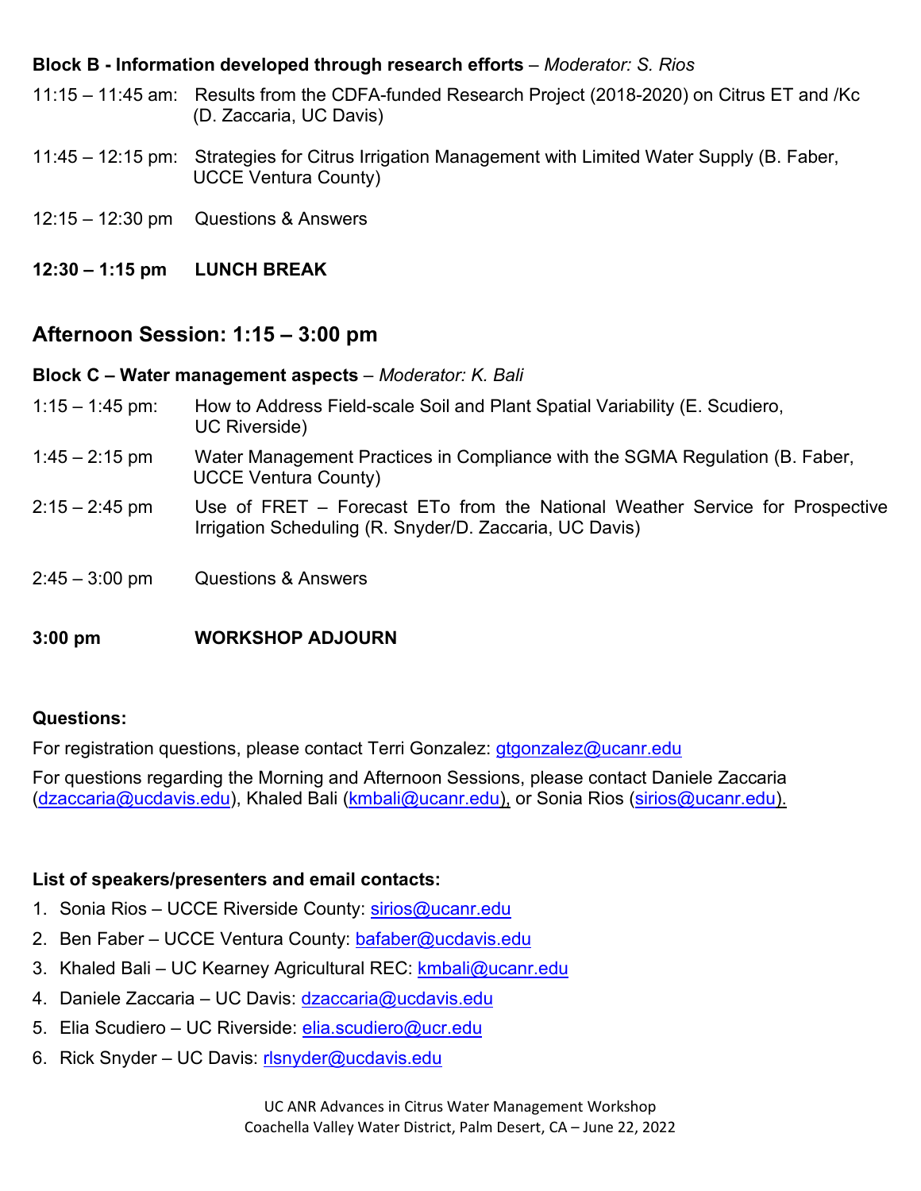**Block B - Information developed through research efforts** – *Moderator: S. Rios*

11:15 – 11:45 am: Results from the CDFA-funded Research Project (2018-2020) on Citrus ET and /Kc (D. Zaccaria, UC Davis)

11:45 – 12:15 pm: Strategies for Citrus Irrigation Management with Limited Water Supply (B. Faber, UCCE Ventura County)

12:15 – 12:30 pm Questions & Answers

**12:30 – 1:15 pm LUNCH BREAK**

## Afternoon Session: 1:15 – 3:00 pm

**Block C – Water management aspects** – *Moderator: K. Bali*

1:15 – 1:45 pm: How to Address Field-scale Soil and Plant Spatial Variability (E. Scudiero, UC Riverside)

1:45 – 2:15 pm Water Management Practices in Compliance with the SGMA Regulation (B. Faber, UCCE Ventura County)

2:15 – 2:45 pm Use of FRET – Forecast ETo from the National Weather Service for Prospective Irrigation Scheduling (R. Snyder/D. Zaccaria, UC Davis)

2:45 – 3:00 pm Questions & Answers

**3:00 pm WORKSHOP ADJOURN**

**Questions:**

For registration questions, please contact Terri Gonzalez: gtgonzalez@ucanr.edu

For questions regarding the Morning and Afternoon Sessions, please contact Daniele Zaccaria (dzaccaria@ucdavis.edu), Khaled Bali (kmbali@ucanr.edu), or Sonia Rios (sirios@ucanr.edu).

**List of speakers/presenters and email contacts:**

1. Sonia Rios – UCCE Riverside County: sirios@ucanr.edu
2. Ben Faber – UCCE Ventura County: bafaber@ucdavis.edu
3. Khaled Bali – UC Kearney Agricultural REC: kmbali@ucanr.edu
4. Daniele Zaccaria – UC Davis: dzaccaria@ucdavis.edu
5. Elia Scudiero – UC Riverside: elia.scudiero@ucr.edu
6. Rick Snyder – UC Davis: rlsnyder@ucdavis.edu

UC ANR Advances in Citrus Water Management Workshop
Coachella Valley Water District, Palm Desert, CA – June 22, 2022